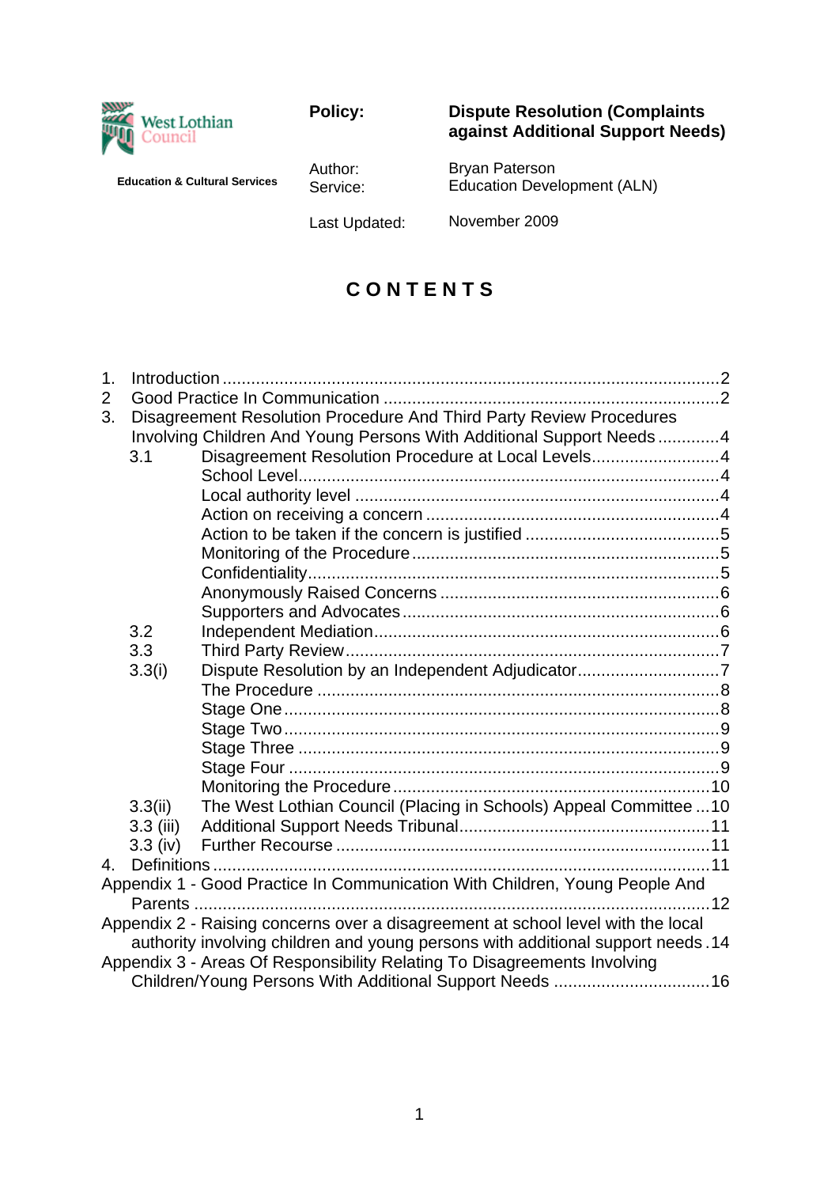West Lothian Council

**Education & Cultural Services**

| | |
|---|---|
| **Policy:** | **Dispute Resolution (Complaints against Additional Support Needs)** |
| Author: | Bryan Paterson |
| Service: | Education Development (ALN) |
| Last Updated: | November 2009 |

# CONTENTS

1. Introduction ........ 2
2 Good Practice In Communication ........ 2
3. Disagreement Resolution Procedure And Third Party Review Procedures Involving Children And Young Persons With Additional Support Needs ........ 4
   - 3.1 Disagreement Resolution Procedure at Local Levels ........ 4
     - School Level ........ 4
     - Local authority level ........ 4
     - Action on receiving a concern ........ 4
     - Action to be taken if the concern is justified ........ 5
     - Monitoring of the Procedure ........ 5
     - Confidentiality ........ 5
     - Anonymously Raised Concerns ........ 6
     - Supporters and Advocates ........ 6
   - 3.2 Independent Mediation ........ 6
   - 3.3 Third Party Review ........ 7
   - 3.3(i) Dispute Resolution by an Independent Adjudicator ........ 7
     - The Procedure ........ 8
     - Stage One ........ 8
     - Stage Two ........ 9
     - Stage Three ........ 9
     - Stage Four ........ 9
     - Monitoring the Procedure ........ 10
   - 3.3(ii) The West Lothian Council (Placing in Schools) Appeal Committee ........ 10
   - 3.3 (iii) Additional Support Needs Tribunal ........ 11
   - 3.3 (iv) Further Recourse ........ 11
4. Definitions ........ 11

Appendix 1 - Good Practice In Communication With Children, Young People And Parents ........ 12

Appendix 2 - Raising concerns over a disagreement at school level with the local authority involving children and young persons with additional support needs ........ 14

Appendix 3 - Areas Of Responsibility Relating To Disagreements Involving Children/Young Persons With Additional Support Needs ........ 16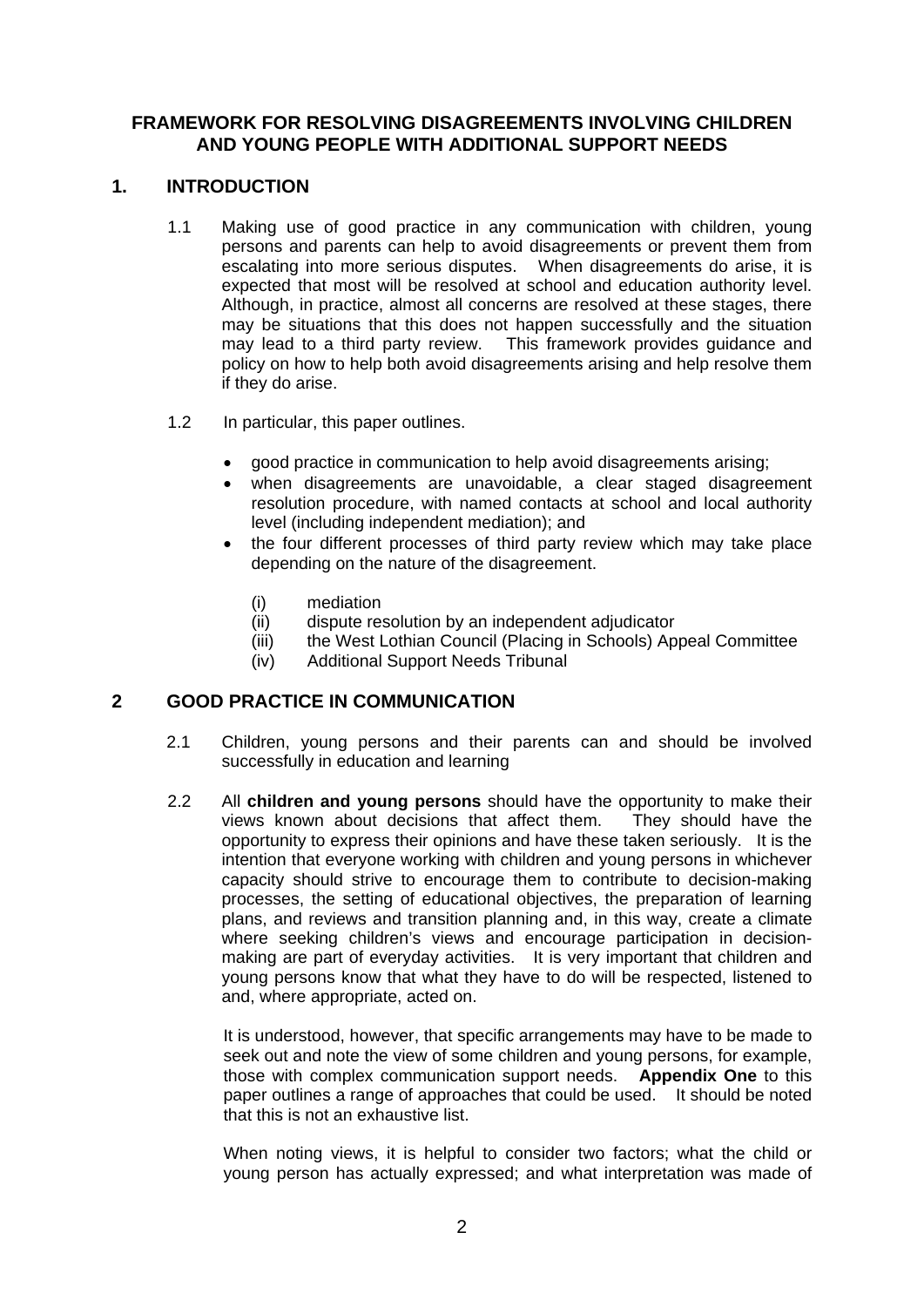**FRAMEWORK FOR RESOLVING DISAGREEMENTS INVOLVING CHILDREN AND YOUNG PEOPLE WITH ADDITIONAL SUPPORT NEEDS**

## 1. INTRODUCTION

1.1 Making use of good practice in any communication with children, young persons and parents can help to avoid disagreements or prevent them from escalating into more serious disputes. When disagreements do arise, it is expected that most will be resolved at school and education authority level. Although, in practice, almost all concerns are resolved at these stages, there may be situations that this does not happen successfully and the situation may lead to a third party review. This framework provides guidance and policy on how to help both avoid disagreements arising and help resolve them if they do arise.

1.2 In particular, this paper outlines.

- good practice in communication to help avoid disagreements arising;
- when disagreements are unavoidable, a clear staged disagreement resolution procedure, with named contacts at school and local authority level (including independent mediation); and
- the four different processes of third party review which may take place depending on the nature of the disagreement.

  (i) mediation
  (ii) dispute resolution by an independent adjudicator
  (iii) the West Lothian Council (Placing in Schools) Appeal Committee
  (iv) Additional Support Needs Tribunal

## 2 GOOD PRACTICE IN COMMUNICATION

2.1 Children, young persons and their parents can and should be involved successfully in education and learning

2.2 All **children and young persons** should have the opportunity to make their views known about decisions that affect them. They should have the opportunity to express their opinions and have these taken seriously. It is the intention that everyone working with children and young persons in whichever capacity should strive to encourage them to contribute to decision-making processes, the setting of educational objectives, the preparation of learning plans, and reviews and transition planning and, in this way, create a climate where seeking children's views and encourage participation in decision-making are part of everyday activities. It is very important that children and young persons know that what they have to do will be respected, listened to and, where appropriate, acted on.

It is understood, however, that specific arrangements may have to be made to seek out and note the view of some children and young persons, for example, those with complex communication support needs. **Appendix One** to this paper outlines a range of approaches that could be used. It should be noted that this is not an exhaustive list.

When noting views, it is helpful to consider two factors; what the child or young person has actually expressed; and what interpretation was made of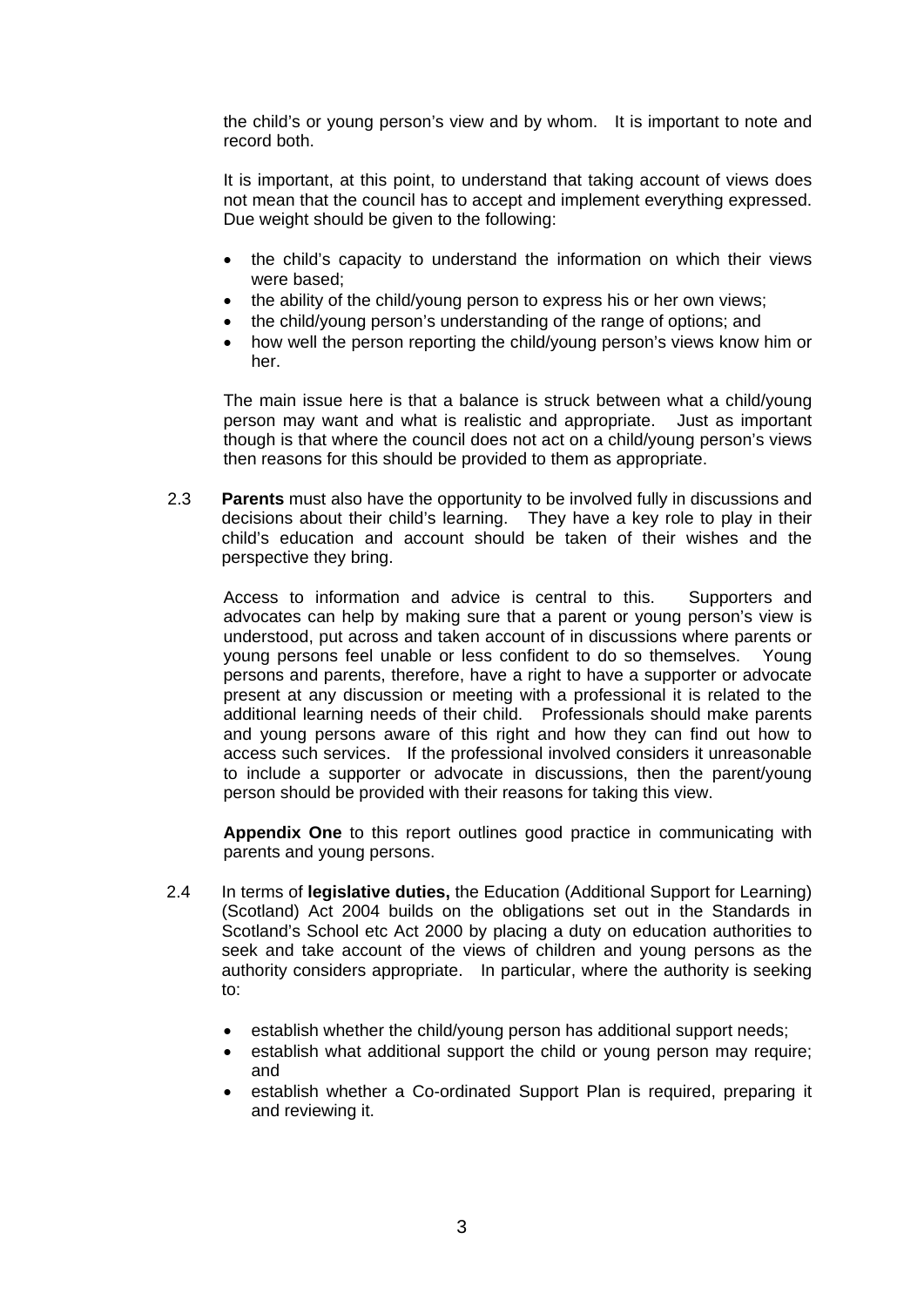the child's or young person's view and by whom. It is important to note and record both.

It is important, at this point, to understand that taking account of views does not mean that the council has to accept and implement everything expressed. Due weight should be given to the following:

- the child's capacity to understand the information on which their views were based;
- the ability of the child/young person to express his or her own views;
- the child/young person's understanding of the range of options; and
- how well the person reporting the child/young person's views know him or her.

The main issue here is that a balance is struck between what a child/young person may want and what is realistic and appropriate. Just as important though is that where the council does not act on a child/young person's views then reasons for this should be provided to them as appropriate.

2.3 **Parents** must also have the opportunity to be involved fully in discussions and decisions about their child's learning. They have a key role to play in their child's education and account should be taken of their wishes and the perspective they bring.

Access to information and advice is central to this. Supporters and advocates can help by making sure that a parent or young person's view is understood, put across and taken account of in discussions where parents or young persons feel unable or less confident to do so themselves. Young persons and parents, therefore, have a right to have a supporter or advocate present at any discussion or meeting with a professional it is related to the additional learning needs of their child. Professionals should make parents and young persons aware of this right and how they can find out how to access such services. If the professional involved considers it unreasonable to include a supporter or advocate in discussions, then the parent/young person should be provided with their reasons for taking this view.

**Appendix One** to this report outlines good practice in communicating with parents and young persons.

2.4 In terms of **legislative duties,** the Education (Additional Support for Learning) (Scotland) Act 2004 builds on the obligations set out in the Standards in Scotland's School etc Act 2000 by placing a duty on education authorities to seek and take account of the views of children and young persons as the authority considers appropriate. In particular, where the authority is seeking to:

- establish whether the child/young person has additional support needs;
- establish what additional support the child or young person may require; and
- establish whether a Co-ordinated Support Plan is required, preparing it and reviewing it.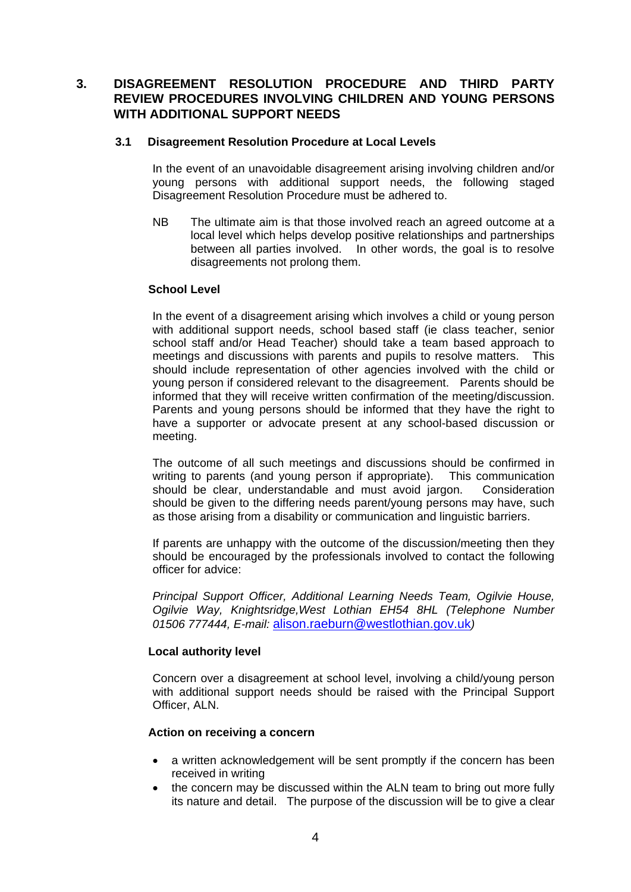## 3. DISAGREEMENT RESOLUTION PROCEDURE AND THIRD PARTY REVIEW PROCEDURES INVOLVING CHILDREN AND YOUNG PERSONS WITH ADDITIONAL SUPPORT NEEDS

### 3.1 Disagreement Resolution Procedure at Local Levels

In the event of an unavoidable disagreement arising involving children and/or young persons with additional support needs, the following staged Disagreement Resolution Procedure must be adhered to.

NB The ultimate aim is that those involved reach an agreed outcome at a local level which helps develop positive relationships and partnerships between all parties involved. In other words, the goal is to resolve disagreements not prolong them.

**School Level**

In the event of a disagreement arising which involves a child or young person with additional support needs, school based staff (ie class teacher, senior school staff and/or Head Teacher) should take a team based approach to meetings and discussions with parents and pupils to resolve matters. This should include representation of other agencies involved with the child or young person if considered relevant to the disagreement. Parents should be informed that they will receive written confirmation of the meeting/discussion. Parents and young persons should be informed that they have the right to have a supporter or advocate present at any school-based discussion or meeting.

The outcome of all such meetings and discussions should be confirmed in writing to parents (and young person if appropriate). This communication should be clear, understandable and must avoid jargon. Consideration should be given to the differing needs parent/young persons may have, such as those arising from a disability or communication and linguistic barriers.

If parents are unhappy with the outcome of the discussion/meeting then they should be encouraged by the professionals involved to contact the following officer for advice:

*Principal Support Officer, Additional Learning Needs Team, Ogilvie House, Ogilvie Way, Knightsridge,West Lothian EH54 8HL (Telephone Number 01506 777444, E-mail:* alison.raeburn@westlothian.gov.uk*)*

**Local authority level**

Concern over a disagreement at school level, involving a child/young person with additional support needs should be raised with the Principal Support Officer, ALN.

**Action on receiving a concern**

- a written acknowledgement will be sent promptly if the concern has been received in writing
- the concern may be discussed within the ALN team to bring out more fully its nature and detail. The purpose of the discussion will be to give a clear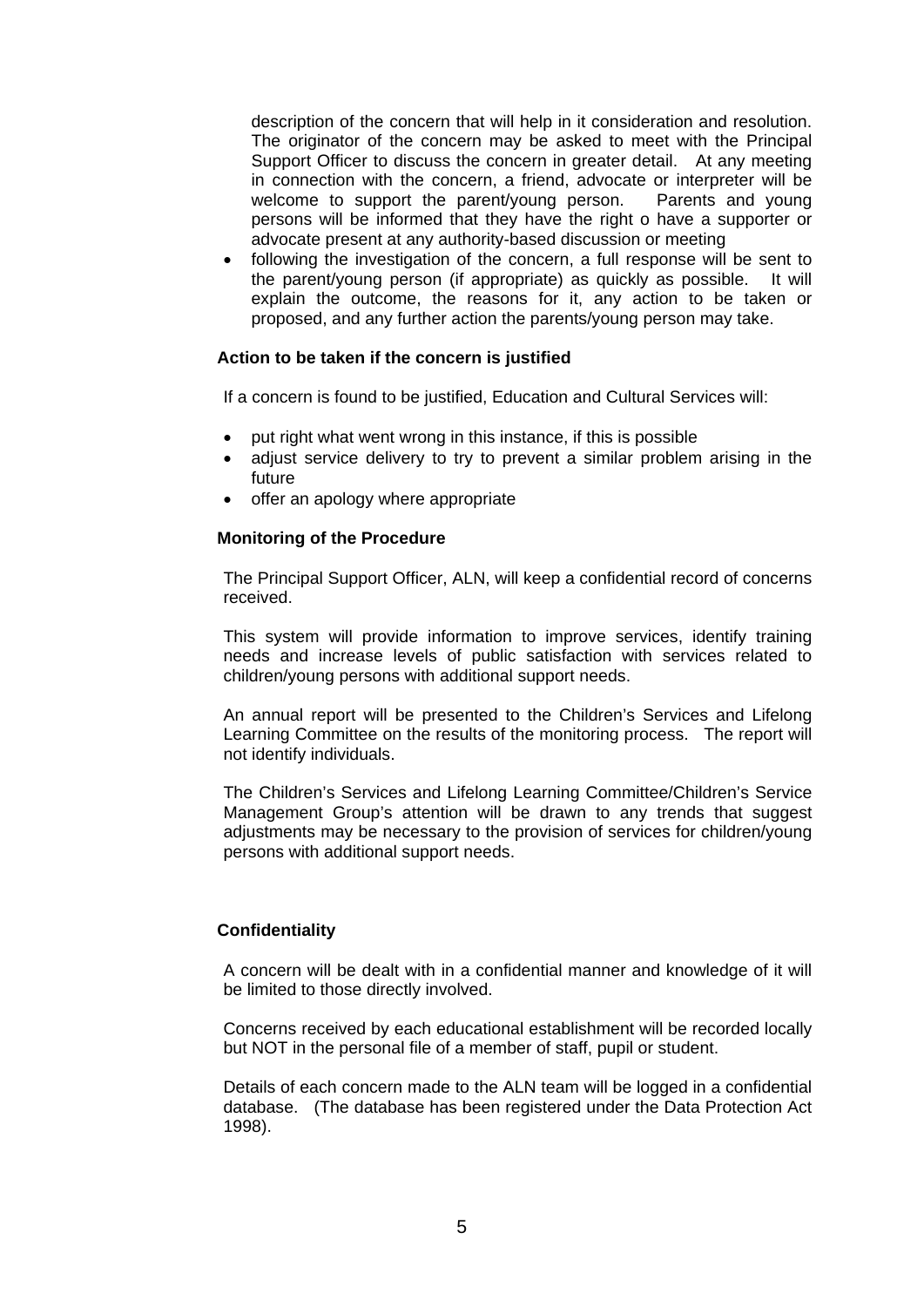description of the concern that will help in it consideration and resolution. The originator of the concern may be asked to meet with the Principal Support Officer to discuss the concern in greater detail. At any meeting in connection with the concern, a friend, advocate or interpreter will be welcome to support the parent/young person. Parents and young persons will be informed that they have the right o have a supporter or advocate present at any authority-based discussion or meeting

- following the investigation of the concern, a full response will be sent to the parent/young person (if appropriate) as quickly as possible. It will explain the outcome, the reasons for it, any action to be taken or proposed, and any further action the parents/young person may take.

**Action to be taken if the concern is justified**

If a concern is found to be justified, Education and Cultural Services will:

- put right what went wrong in this instance, if this is possible
- adjust service delivery to try to prevent a similar problem arising in the future
- offer an apology where appropriate

**Monitoring of the Procedure**

The Principal Support Officer, ALN, will keep a confidential record of concerns received.

This system will provide information to improve services, identify training needs and increase levels of public satisfaction with services related to children/young persons with additional support needs.

An annual report will be presented to the Children's Services and Lifelong Learning Committee on the results of the monitoring process. The report will not identify individuals.

The Children's Services and Lifelong Learning Committee/Children's Service Management Group's attention will be drawn to any trends that suggest adjustments may be necessary to the provision of services for children/young persons with additional support needs.

**Confidentiality**

A concern will be dealt with in a confidential manner and knowledge of it will be limited to those directly involved.

Concerns received by each educational establishment will be recorded locally but NOT in the personal file of a member of staff, pupil or student.

Details of each concern made to the ALN team will be logged in a confidential database. (The database has been registered under the Data Protection Act 1998).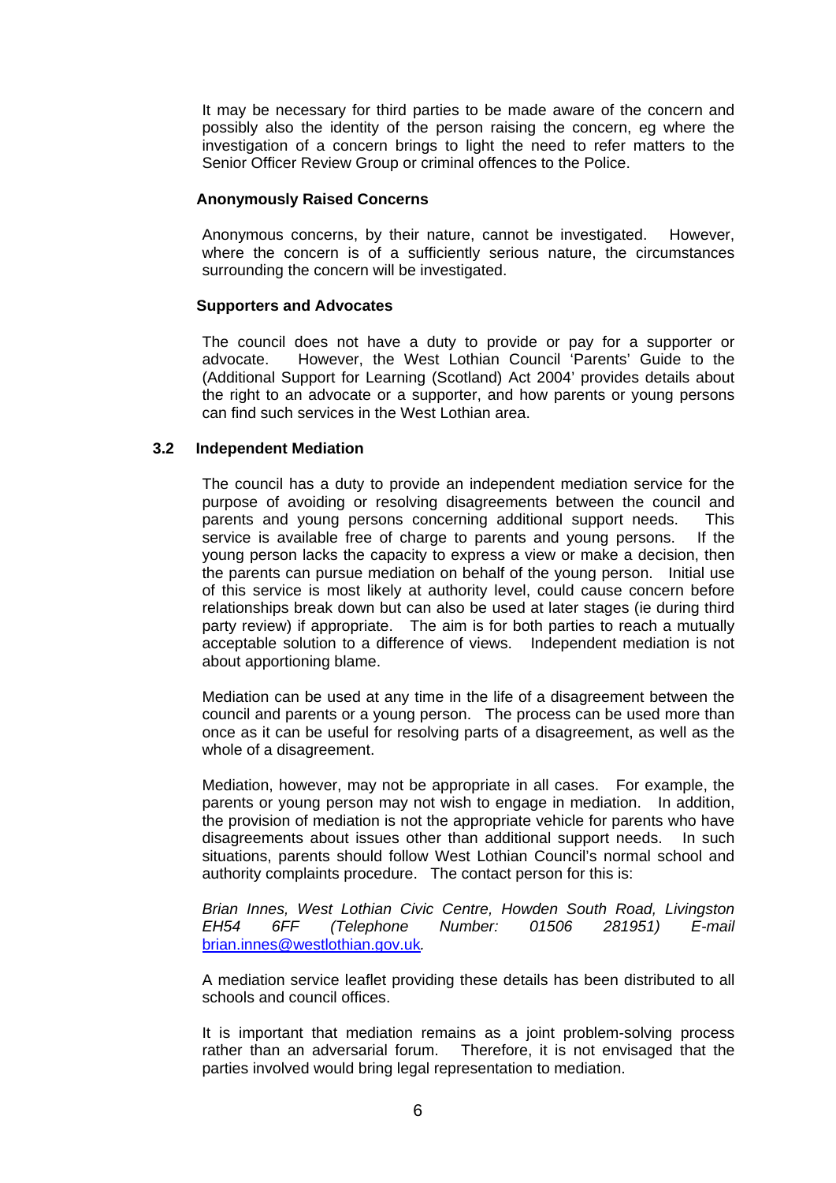It may be necessary for third parties to be made aware of the concern and possibly also the identity of the person raising the concern, eg where the investigation of a concern brings to light the need to refer matters to the Senior Officer Review Group or criminal offences to the Police.

**Anonymously Raised Concerns**

Anonymous concerns, by their nature, cannot be investigated. However, where the concern is of a sufficiently serious nature, the circumstances surrounding the concern will be investigated.

**Supporters and Advocates**

The council does not have a duty to provide or pay for a supporter or advocate. However, the West Lothian Council 'Parents' Guide to the (Additional Support for Learning (Scotland) Act 2004' provides details about the right to an advocate or a supporter, and how parents or young persons can find such services in the West Lothian area.

### 3.2 Independent Mediation

The council has a duty to provide an independent mediation service for the purpose of avoiding or resolving disagreements between the council and parents and young persons concerning additional support needs. This service is available free of charge to parents and young persons. If the young person lacks the capacity to express a view or make a decision, then the parents can pursue mediation on behalf of the young person. Initial use of this service is most likely at authority level, could cause concern before relationships break down but can also be used at later stages (ie during third party review) if appropriate. The aim is for both parties to reach a mutually acceptable solution to a difference of views. Independent mediation is not about apportioning blame.

Mediation can be used at any time in the life of a disagreement between the council and parents or a young person. The process can be used more than once as it can be useful for resolving parts of a disagreement, as well as the whole of a disagreement.

Mediation, however, may not be appropriate in all cases. For example, the parents or young person may not wish to engage in mediation. In addition, the provision of mediation is not the appropriate vehicle for parents who have disagreements about issues other than additional support needs. In such situations, parents should follow West Lothian Council's normal school and authority complaints procedure. The contact person for this is:

*Brian Innes, West Lothian Civic Centre, Howden South Road, Livingston EH54 6FF (Telephone Number: 01506 281951) E-mail* brian.innes@westlothian.gov.uk*.*

A mediation service leaflet providing these details has been distributed to all schools and council offices.

It is important that mediation remains as a joint problem-solving process rather than an adversarial forum. Therefore, it is not envisaged that the parties involved would bring legal representation to mediation.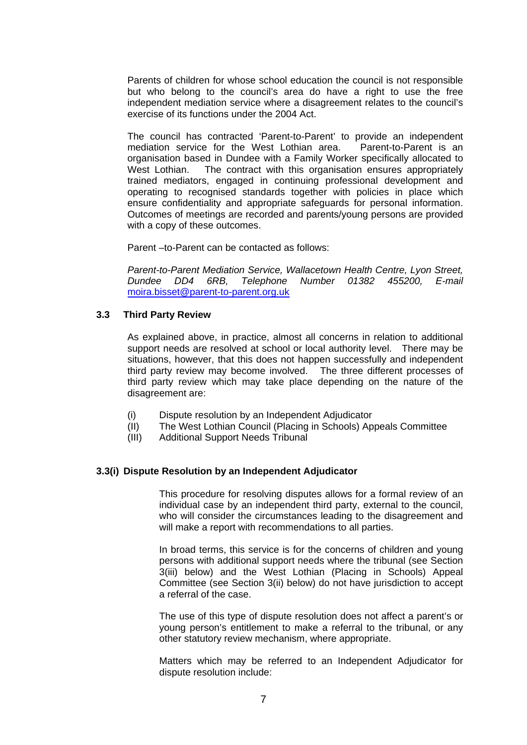Parents of children for whose school education the council is not responsible but who belong to the council's area do have a right to use the free independent mediation service where a disagreement relates to the council's exercise of its functions under the 2004 Act.

The council has contracted 'Parent-to-Parent' to provide an independent mediation service for the West Lothian area. Parent-to-Parent is an organisation based in Dundee with a Family Worker specifically allocated to West Lothian. The contract with this organisation ensures appropriately trained mediators, engaged in continuing professional development and operating to recognised standards together with policies in place which ensure confidentiality and appropriate safeguards for personal information. Outcomes of meetings are recorded and parents/young persons are provided with a copy of these outcomes.

Parent –to-Parent can be contacted as follows:

*Parent-to-Parent Mediation Service, Wallacetown Health Centre, Lyon Street, Dundee DD4 6RB, Telephone Number 01382 455200, E-mail* moira.bisset@parent-to-parent.org.uk

### 3.3 Third Party Review

As explained above, in practice, almost all concerns in relation to additional support needs are resolved at school or local authority level. There may be situations, however, that this does not happen successfully and independent third party review may become involved. The three different processes of third party review which may take place depending on the nature of the disagreement are:

(i) Dispute resolution by an Independent Adjudicator
(II) The West Lothian Council (Placing in Schools) Appeals Committee
(III) Additional Support Needs Tribunal

### 3.3(i) Dispute Resolution by an Independent Adjudicator

This procedure for resolving disputes allows for a formal review of an individual case by an independent third party, external to the council, who will consider the circumstances leading to the disagreement and will make a report with recommendations to all parties.

In broad terms, this service is for the concerns of children and young persons with additional support needs where the tribunal (see Section 3(iii) below) and the West Lothian (Placing in Schools) Appeal Committee (see Section 3(ii) below) do not have jurisdiction to accept a referral of the case.

The use of this type of dispute resolution does not affect a parent's or young person's entitlement to make a referral to the tribunal, or any other statutory review mechanism, where appropriate.

Matters which may be referred to an Independent Adjudicator for dispute resolution include: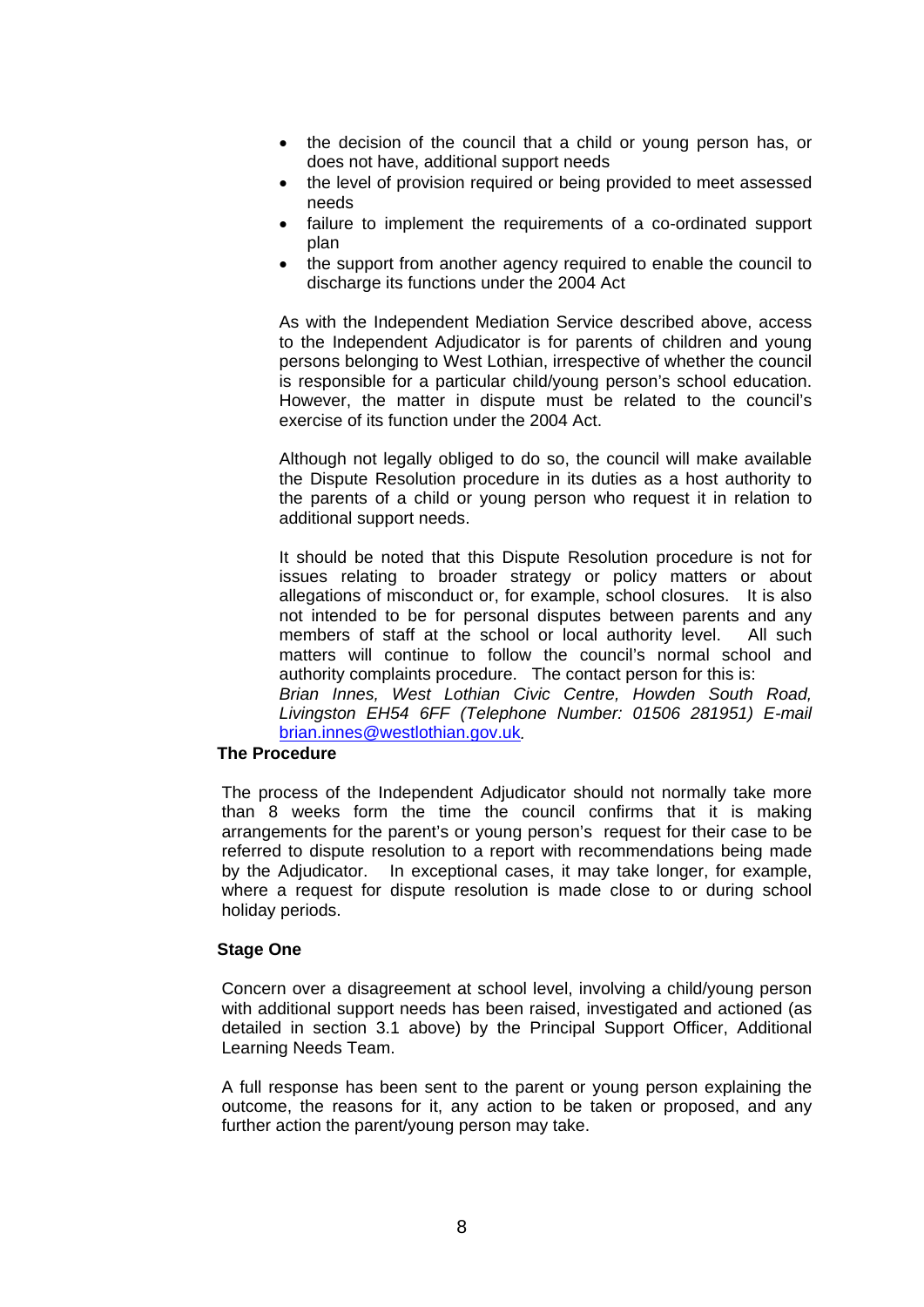- the decision of the council that a child or young person has, or does not have, additional support needs
- the level of provision required or being provided to meet assessed needs
- failure to implement the requirements of a co-ordinated support plan
- the support from another agency required to enable the council to discharge its functions under the 2004 Act

As with the Independent Mediation Service described above, access to the Independent Adjudicator is for parents of children and young persons belonging to West Lothian, irrespective of whether the council is responsible for a particular child/young person's school education. However, the matter in dispute must be related to the council's exercise of its function under the 2004 Act.

Although not legally obliged to do so, the council will make available the Dispute Resolution procedure in its duties as a host authority to the parents of a child or young person who request it in relation to additional support needs.

It should be noted that this Dispute Resolution procedure is not for issues relating to broader strategy or policy matters or about allegations of misconduct or, for example, school closures. It is also not intended to be for personal disputes between parents and any members of staff at the school or local authority level. All such matters will continue to follow the council's normal school and authority complaints procedure. The contact person for this is: *Brian Innes, West Lothian Civic Centre, Howden South Road, Livingston EH54 6FF (Telephone Number: 01506 281951) E-mail* brian.innes@westlothian.gov.uk.

**The Procedure**

The process of the Independent Adjudicator should not normally take more than 8 weeks form the time the council confirms that it is making arrangements for the parent's or young person's request for their case to be referred to dispute resolution to a report with recommendations being made by the Adjudicator. In exceptional cases, it may take longer, for example, where a request for dispute resolution is made close to or during school holiday periods.

**Stage One**

Concern over a disagreement at school level, involving a child/young person with additional support needs has been raised, investigated and actioned (as detailed in section 3.1 above) by the Principal Support Officer, Additional Learning Needs Team.

A full response has been sent to the parent or young person explaining the outcome, the reasons for it, any action to be taken or proposed, and any further action the parent/young person may take.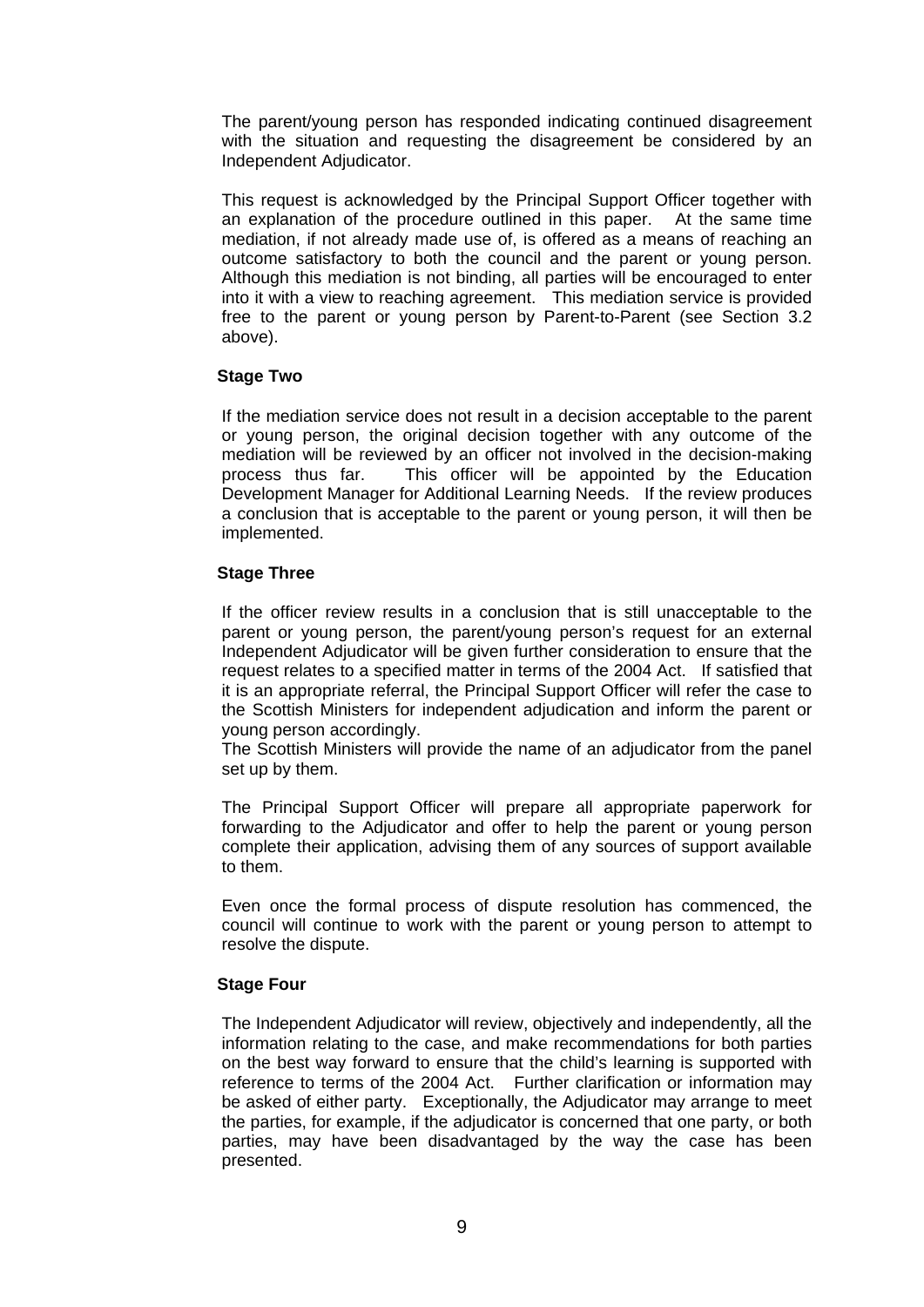The parent/young person has responded indicating continued disagreement with the situation and requesting the disagreement be considered by an Independent Adjudicator.

This request is acknowledged by the Principal Support Officer together with an explanation of the procedure outlined in this paper. At the same time mediation, if not already made use of, is offered as a means of reaching an outcome satisfactory to both the council and the parent or young person. Although this mediation is not binding, all parties will be encouraged to enter into it with a view to reaching agreement. This mediation service is provided free to the parent or young person by Parent-to-Parent (see Section 3.2 above).

**Stage Two**

If the mediation service does not result in a decision acceptable to the parent or young person, the original decision together with any outcome of the mediation will be reviewed by an officer not involved in the decision-making process thus far. This officer will be appointed by the Education Development Manager for Additional Learning Needs. If the review produces a conclusion that is acceptable to the parent or young person, it will then be implemented.

**Stage Three**

If the officer review results in a conclusion that is still unacceptable to the parent or young person, the parent/young person's request for an external Independent Adjudicator will be given further consideration to ensure that the request relates to a specified matter in terms of the 2004 Act. If satisfied that it is an appropriate referral, the Principal Support Officer will refer the case to the Scottish Ministers for independent adjudication and inform the parent or young person accordingly.
The Scottish Ministers will provide the name of an adjudicator from the panel set up by them.

The Principal Support Officer will prepare all appropriate paperwork for forwarding to the Adjudicator and offer to help the parent or young person complete their application, advising them of any sources of support available to them.

Even once the formal process of dispute resolution has commenced, the council will continue to work with the parent or young person to attempt to resolve the dispute.

**Stage Four**

The Independent Adjudicator will review, objectively and independently, all the information relating to the case, and make recommendations for both parties on the best way forward to ensure that the child's learning is supported with reference to terms of the 2004 Act. Further clarification or information may be asked of either party. Exceptionally, the Adjudicator may arrange to meet the parties, for example, if the adjudicator is concerned that one party, or both parties, may have been disadvantaged by the way the case has been presented.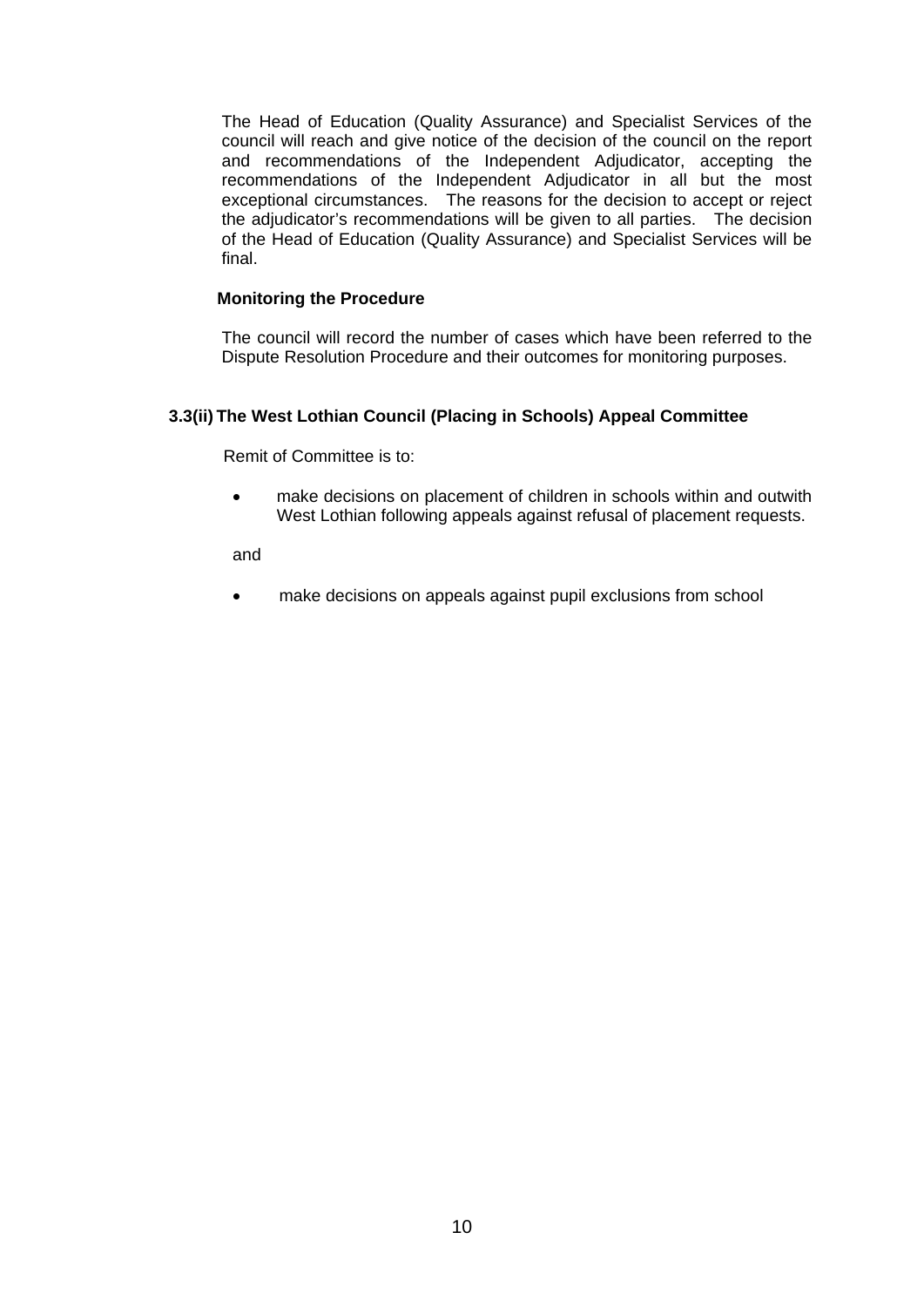The Head of Education (Quality Assurance) and Specialist Services of the council will reach and give notice of the decision of the council on the report and recommendations of the Independent Adjudicator, accepting the recommendations of the Independent Adjudicator in all but the most exceptional circumstances. The reasons for the decision to accept or reject the adjudicator's recommendations will be given to all parties. The decision of the Head of Education (Quality Assurance) and Specialist Services will be final.

**Monitoring the Procedure**

The council will record the number of cases which have been referred to the Dispute Resolution Procedure and their outcomes for monitoring purposes.

### 3.3(ii) The West Lothian Council (Placing in Schools) Appeal Committee

Remit of Committee is to:

- make decisions on placement of children in schools within and outwith West Lothian following appeals against refusal of placement requests.

and

- make decisions on appeals against pupil exclusions from school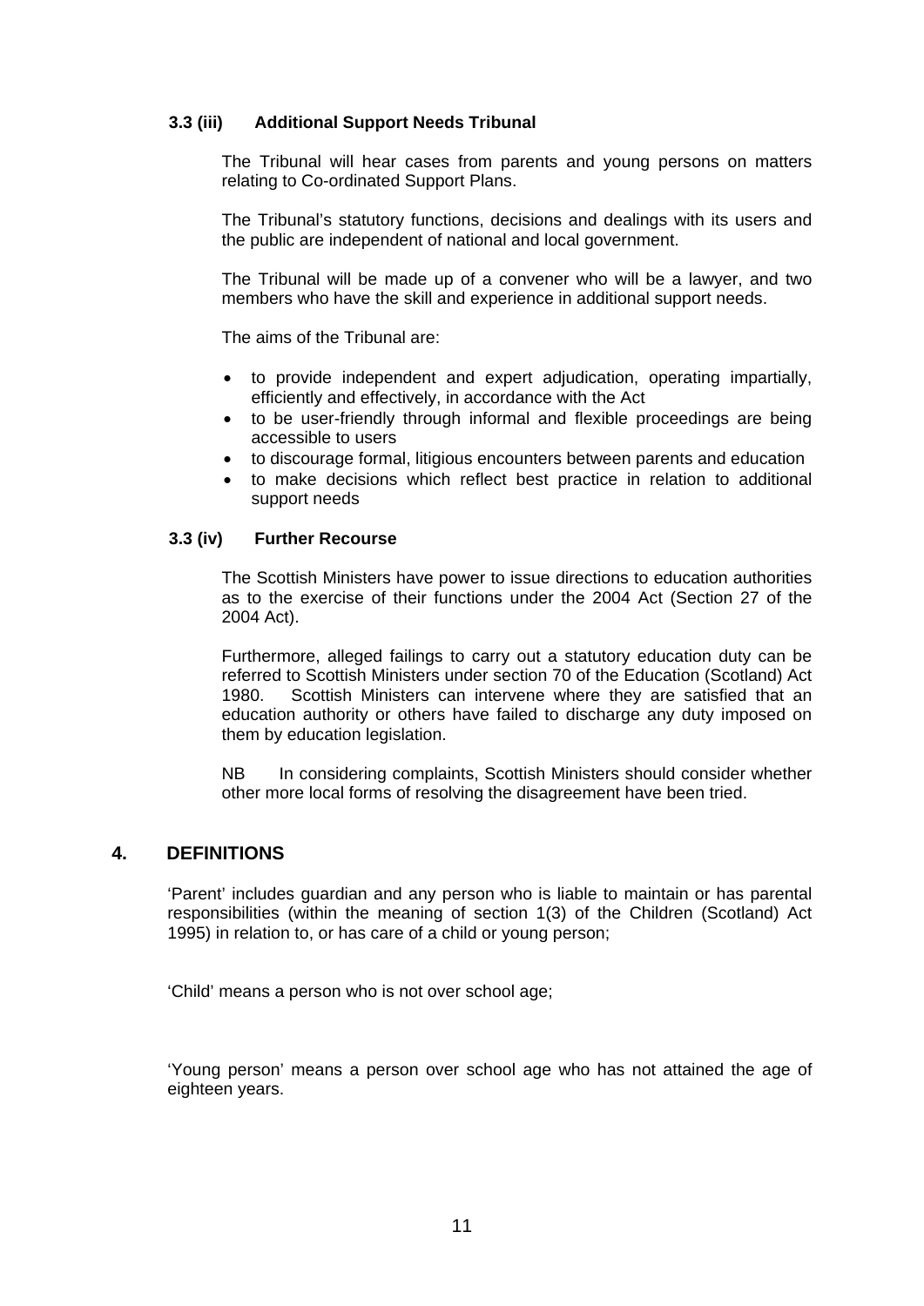### 3.3 (iii) Additional Support Needs Tribunal

The Tribunal will hear cases from parents and young persons on matters relating to Co-ordinated Support Plans.

The Tribunal's statutory functions, decisions and dealings with its users and the public are independent of national and local government.

The Tribunal will be made up of a convener who will be a lawyer, and two members who have the skill and experience in additional support needs.

The aims of the Tribunal are:

- to provide independent and expert adjudication, operating impartially, efficiently and effectively, in accordance with the Act
- to be user-friendly through informal and flexible proceedings are being accessible to users
- to discourage formal, litigious encounters between parents and education
- to make decisions which reflect best practice in relation to additional support needs

### 3.3 (iv) Further Recourse

The Scottish Ministers have power to issue directions to education authorities as to the exercise of their functions under the 2004 Act (Section 27 of the 2004 Act).

Furthermore, alleged failings to carry out a statutory education duty can be referred to Scottish Ministers under section 70 of the Education (Scotland) Act 1980. Scottish Ministers can intervene where they are satisfied that an education authority or others have failed to discharge any duty imposed on them by education legislation.

NB In considering complaints, Scottish Ministers should consider whether other more local forms of resolving the disagreement have been tried.

## 4. DEFINITIONS

'Parent' includes guardian and any person who is liable to maintain or has parental responsibilities (within the meaning of section 1(3) of the Children (Scotland) Act 1995) in relation to, or has care of a child or young person;

'Child' means a person who is not over school age;

'Young person' means a person over school age who has not attained the age of eighteen years.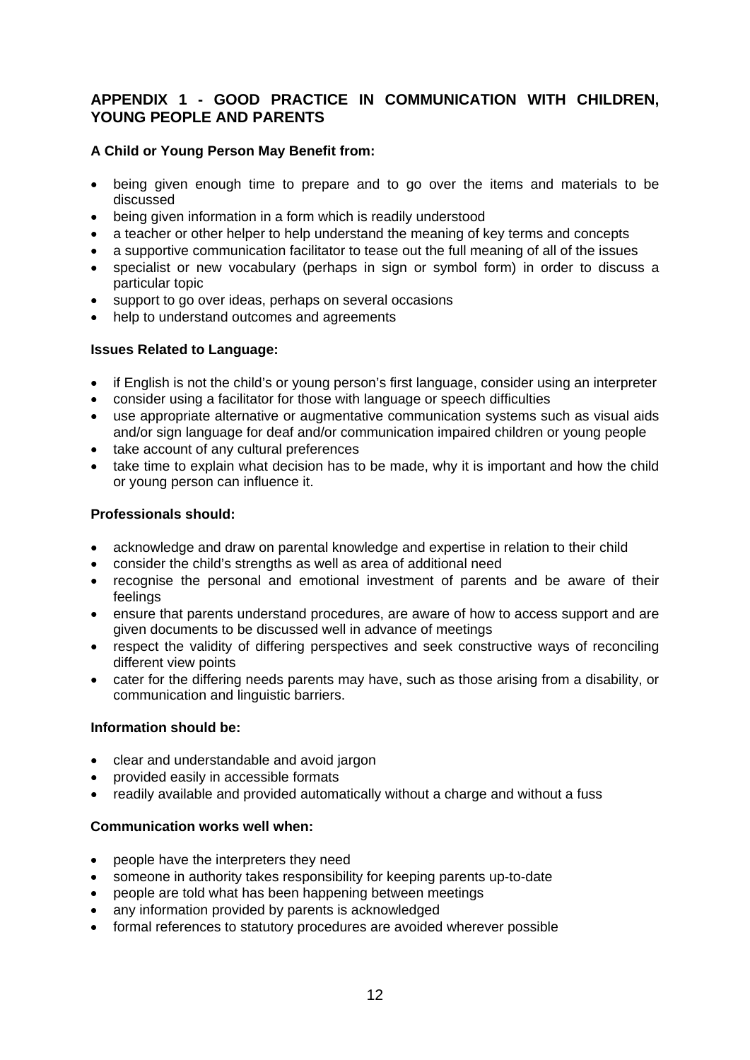## APPENDIX 1 - GOOD PRACTICE IN COMMUNICATION WITH CHILDREN, YOUNG PEOPLE AND PARENTS

**A Child or Young Person May Benefit from:**

- being given enough time to prepare and to go over the items and materials to be discussed
- being given information in a form which is readily understood
- a teacher or other helper to help understand the meaning of key terms and concepts
- a supportive communication facilitator to tease out the full meaning of all of the issues
- specialist or new vocabulary (perhaps in sign or symbol form) in order to discuss a particular topic
- support to go over ideas, perhaps on several occasions
- help to understand outcomes and agreements

**Issues Related to Language:**

- if English is not the child's or young person's first language, consider using an interpreter
- consider using a facilitator for those with language or speech difficulties
- use appropriate alternative or augmentative communication systems such as visual aids and/or sign language for deaf and/or communication impaired children or young people
- take account of any cultural preferences
- take time to explain what decision has to be made, why it is important and how the child or young person can influence it.

**Professionals should:**

- acknowledge and draw on parental knowledge and expertise in relation to their child
- consider the child's strengths as well as area of additional need
- recognise the personal and emotional investment of parents and be aware of their feelings
- ensure that parents understand procedures, are aware of how to access support and are given documents to be discussed well in advance of meetings
- respect the validity of differing perspectives and seek constructive ways of reconciling different view points
- cater for the differing needs parents may have, such as those arising from a disability, or communication and linguistic barriers.

**Information should be:**

- clear and understandable and avoid jargon
- provided easily in accessible formats
- readily available and provided automatically without a charge and without a fuss

**Communication works well when:**

- people have the interpreters they need
- someone in authority takes responsibility for keeping parents up-to-date
- people are told what has been happening between meetings
- any information provided by parents is acknowledged
- formal references to statutory procedures are avoided wherever possible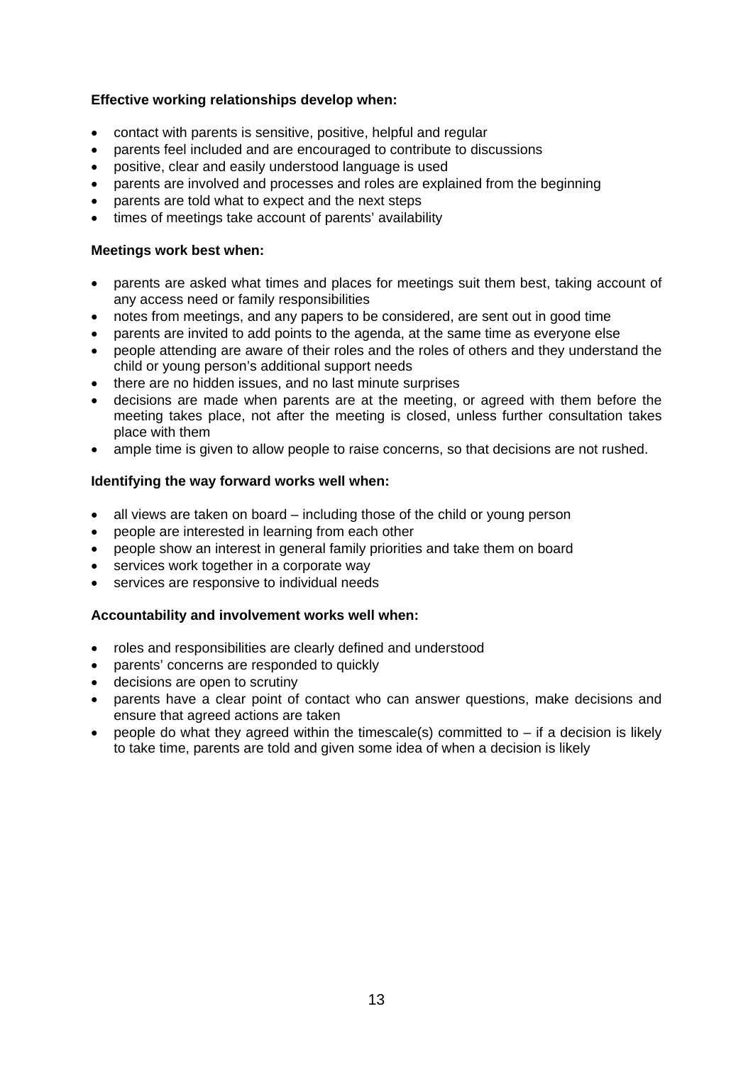**Effective working relationships develop when:**

- contact with parents is sensitive, positive, helpful and regular
- parents feel included and are encouraged to contribute to discussions
- positive, clear and easily understood language is used
- parents are involved and processes and roles are explained from the beginning
- parents are told what to expect and the next steps
- times of meetings take account of parents' availability

**Meetings work best when:**

- parents are asked what times and places for meetings suit them best, taking account of any access need or family responsibilities
- notes from meetings, and any papers to be considered, are sent out in good time
- parents are invited to add points to the agenda, at the same time as everyone else
- people attending are aware of their roles and the roles of others and they understand the child or young person's additional support needs
- there are no hidden issues, and no last minute surprises
- decisions are made when parents are at the meeting, or agreed with them before the meeting takes place, not after the meeting is closed, unless further consultation takes place with them
- ample time is given to allow people to raise concerns, so that decisions are not rushed.

**Identifying the way forward works well when:**

- all views are taken on board – including those of the child or young person
- people are interested in learning from each other
- people show an interest in general family priorities and take them on board
- services work together in a corporate way
- services are responsive to individual needs

**Accountability and involvement works well when:**

- roles and responsibilities are clearly defined and understood
- parents' concerns are responded to quickly
- decisions are open to scrutiny
- parents have a clear point of contact who can answer questions, make decisions and ensure that agreed actions are taken
- people do what they agreed within the timescale(s) committed to – if a decision is likely to take time, parents are told and given some idea of when a decision is likely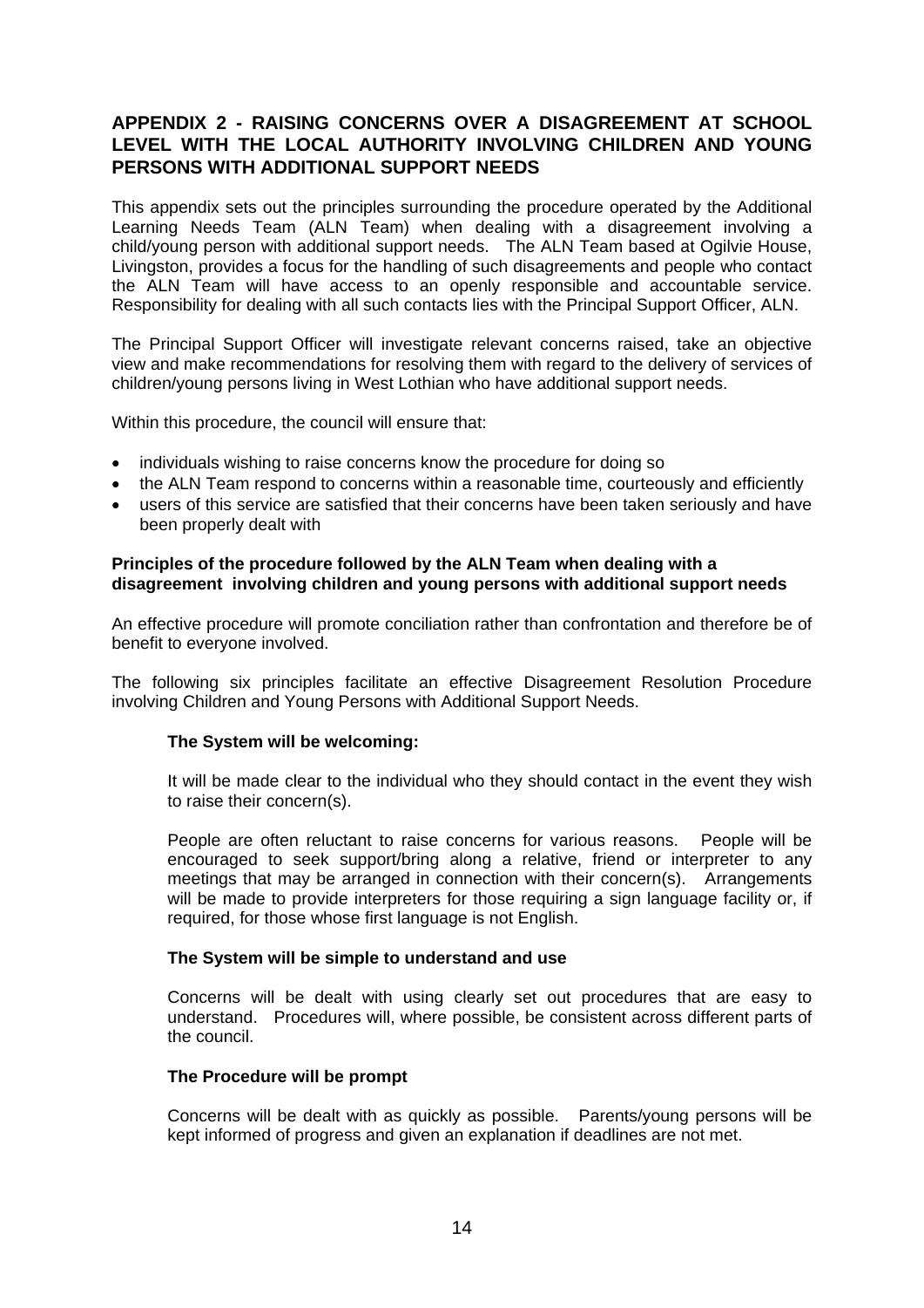## APPENDIX 2 - RAISING CONCERNS OVER A DISAGREEMENT AT SCHOOL LEVEL WITH THE LOCAL AUTHORITY INVOLVING CHILDREN AND YOUNG PERSONS WITH ADDITIONAL SUPPORT NEEDS

This appendix sets out the principles surrounding the procedure operated by the Additional Learning Needs Team (ALN Team) when dealing with a disagreement involving a child/young person with additional support needs. The ALN Team based at Ogilvie House, Livingston, provides a focus for the handling of such disagreements and people who contact the ALN Team will have access to an openly responsible and accountable service. Responsibility for dealing with all such contacts lies with the Principal Support Officer, ALN.

The Principal Support Officer will investigate relevant concerns raised, take an objective view and make recommendations for resolving them with regard to the delivery of services of children/young persons living in West Lothian who have additional support needs.

Within this procedure, the council will ensure that:

- individuals wishing to raise concerns know the procedure for doing so
- the ALN Team respond to concerns within a reasonable time, courteously and efficiently
- users of this service are satisfied that their concerns have been taken seriously and have been properly dealt with

**Principles of the procedure followed by the ALN Team when dealing with a disagreement involving children and young persons with additional support needs**

An effective procedure will promote conciliation rather than confrontation and therefore be of benefit to everyone involved.

The following six principles facilitate an effective Disagreement Resolution Procedure involving Children and Young Persons with Additional Support Needs.

**The System will be welcoming:**

It will be made clear to the individual who they should contact in the event they wish to raise their concern(s).

People are often reluctant to raise concerns for various reasons. People will be encouraged to seek support/bring along a relative, friend or interpreter to any meetings that may be arranged in connection with their concern(s). Arrangements will be made to provide interpreters for those requiring a sign language facility or, if required, for those whose first language is not English.

**The System will be simple to understand and use**

Concerns will be dealt with using clearly set out procedures that are easy to understand. Procedures will, where possible, be consistent across different parts of the council.

**The Procedure will be prompt**

Concerns will be dealt with as quickly as possible. Parents/young persons will be kept informed of progress and given an explanation if deadlines are not met.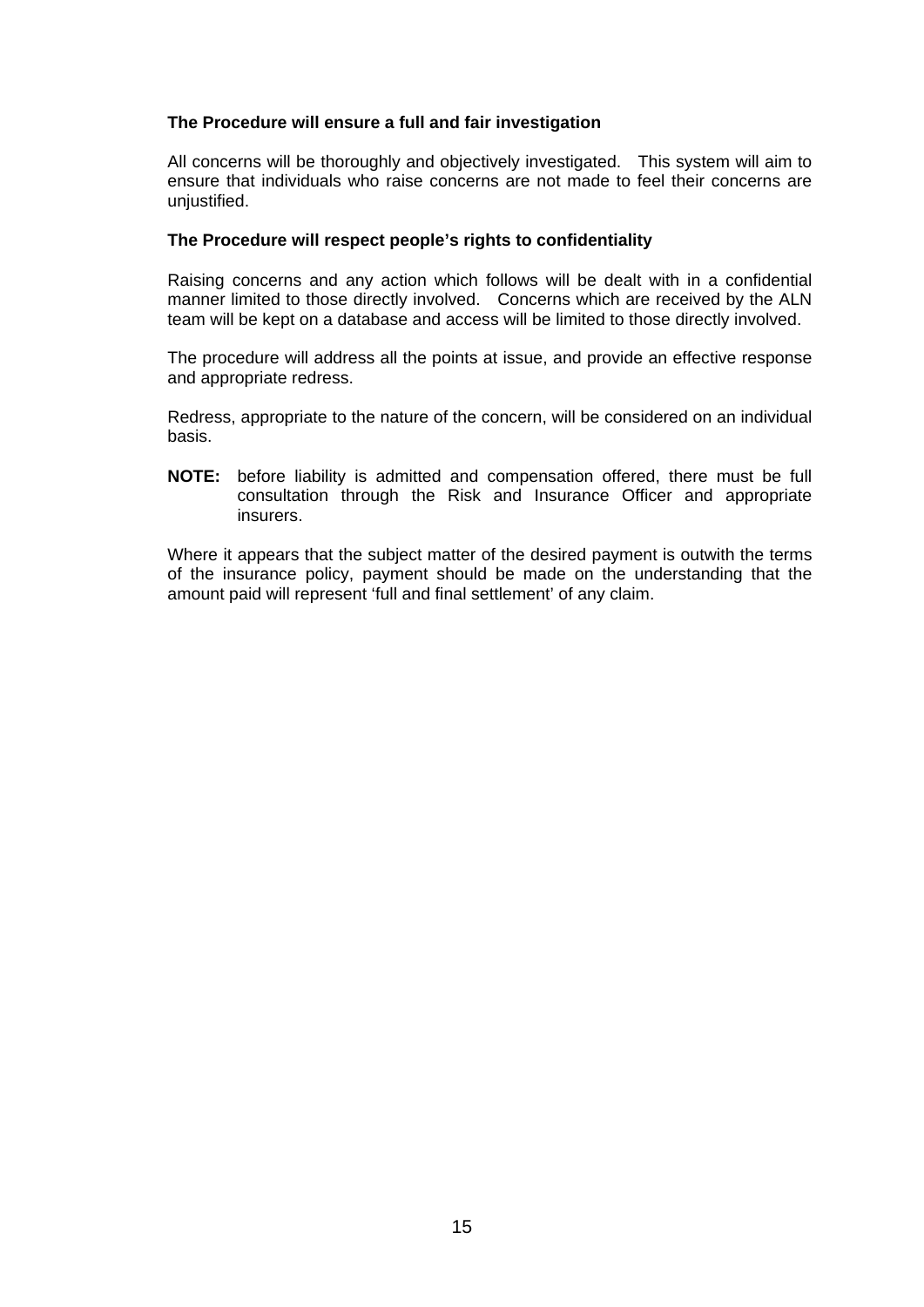**The Procedure will ensure a full and fair investigation**

All concerns will be thoroughly and objectively investigated. This system will aim to ensure that individuals who raise concerns are not made to feel their concerns are unjustified.

**The Procedure will respect people's rights to confidentiality**

Raising concerns and any action which follows will be dealt with in a confidential manner limited to those directly involved. Concerns which are received by the ALN team will be kept on a database and access will be limited to those directly involved.

The procedure will address all the points at issue, and provide an effective response and appropriate redress.

Redress, appropriate to the nature of the concern, will be considered on an individual basis.

**NOTE:** before liability is admitted and compensation offered, there must be full consultation through the Risk and Insurance Officer and appropriate insurers.

Where it appears that the subject matter of the desired payment is outwith the terms of the insurance policy, payment should be made on the understanding that the amount paid will represent 'full and final settlement' of any claim.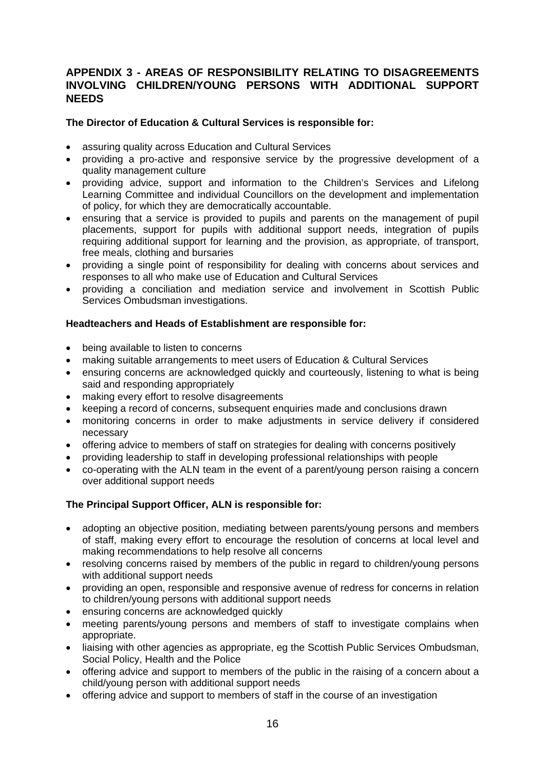## APPENDIX 3 - AREAS OF RESPONSIBILITY RELATING TO DISAGREEMENTS INVOLVING CHILDREN/YOUNG PERSONS WITH ADDITIONAL SUPPORT NEEDS

**The Director of Education & Cultural Services is responsible for:**

- assuring quality across Education and Cultural Services
- providing a pro-active and responsive service by the progressive development of a quality management culture
- providing advice, support and information to the Children's Services and Lifelong Learning Committee and individual Councillors on the development and implementation of policy, for which they are democratically accountable.
- ensuring that a service is provided to pupils and parents on the management of pupil placements, support for pupils with additional support needs, integration of pupils requiring additional support for learning and the provision, as appropriate, of transport, free meals, clothing and bursaries
- providing a single point of responsibility for dealing with concerns about services and responses to all who make use of Education and Cultural Services
- providing a conciliation and mediation service and involvement in Scottish Public Services Ombudsman investigations.

**Headteachers and Heads of Establishment are responsible for:**

- being available to listen to concerns
- making suitable arrangements to meet users of Education & Cultural Services
- ensuring concerns are acknowledged quickly and courteously, listening to what is being said and responding appropriately
- making every effort to resolve disagreements
- keeping a record of concerns, subsequent enquiries made and conclusions drawn
- monitoring concerns in order to make adjustments in service delivery if considered necessary
- offering advice to members of staff on strategies for dealing with concerns positively
- providing leadership to staff in developing professional relationships with people
- co-operating with the ALN team in the event of a parent/young person raising a concern over additional support needs

**The Principal Support Officer, ALN is responsible for:**

- adopting an objective position, mediating between parents/young persons and members of staff, making every effort to encourage the resolution of concerns at local level and making recommendations to help resolve all concerns
- resolving concerns raised by members of the public in regard to children/young persons with additional support needs
- providing an open, responsible and responsive avenue of redress for concerns in relation to children/young persons with additional support needs
- ensuring concerns are acknowledged quickly
- meeting parents/young persons and members of staff to investigate complains when appropriate.
- liaising with other agencies as appropriate, eg the Scottish Public Services Ombudsman, Social Policy, Health and the Police
- offering advice and support to members of the public in the raising of a concern about a child/young person with additional support needs
- offering advice and support to members of staff in the course of an investigation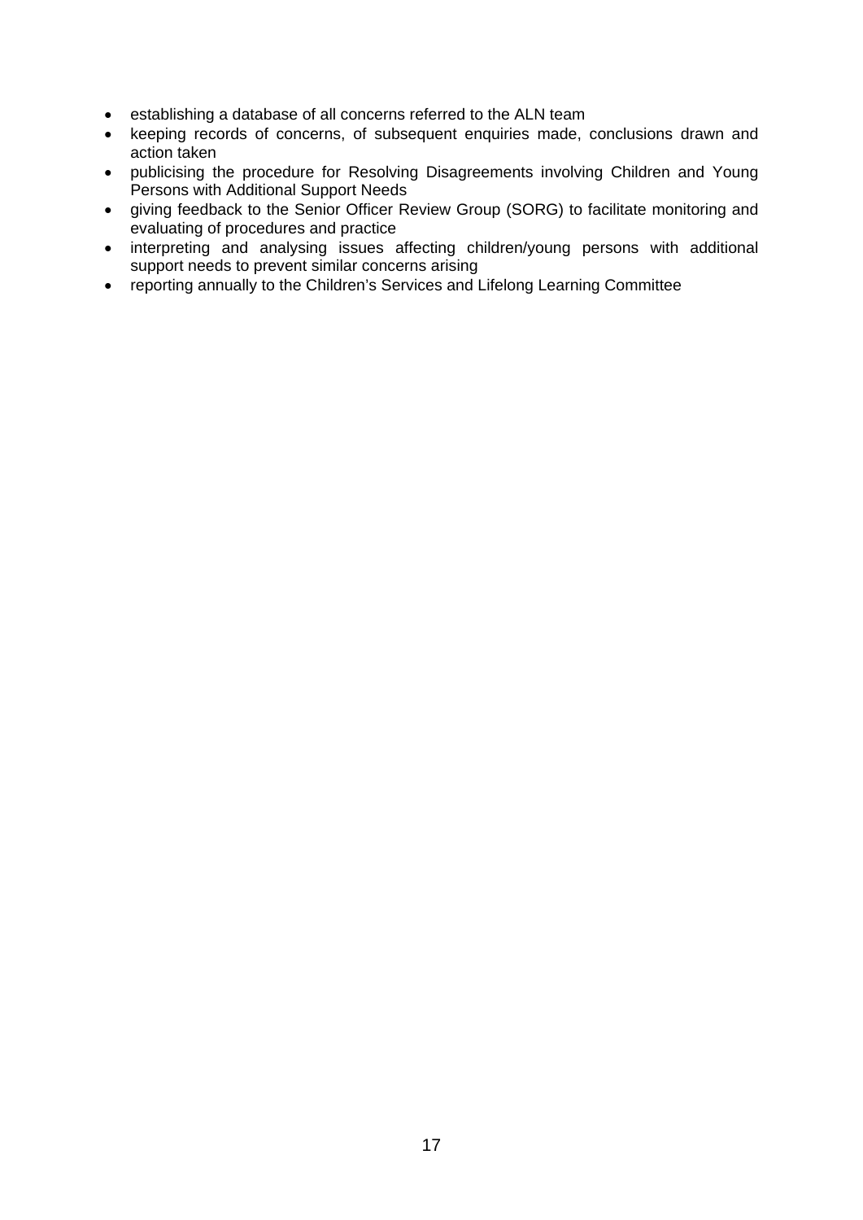- establishing a database of all concerns referred to the ALN team
- keeping records of concerns, of subsequent enquiries made, conclusions drawn and action taken
- publicising the procedure for Resolving Disagreements involving Children and Young Persons with Additional Support Needs
- giving feedback to the Senior Officer Review Group (SORG) to facilitate monitoring and evaluating of procedures and practice
- interpreting and analysing issues affecting children/young persons with additional support needs to prevent similar concerns arising
- reporting annually to the Children's Services and Lifelong Learning Committee